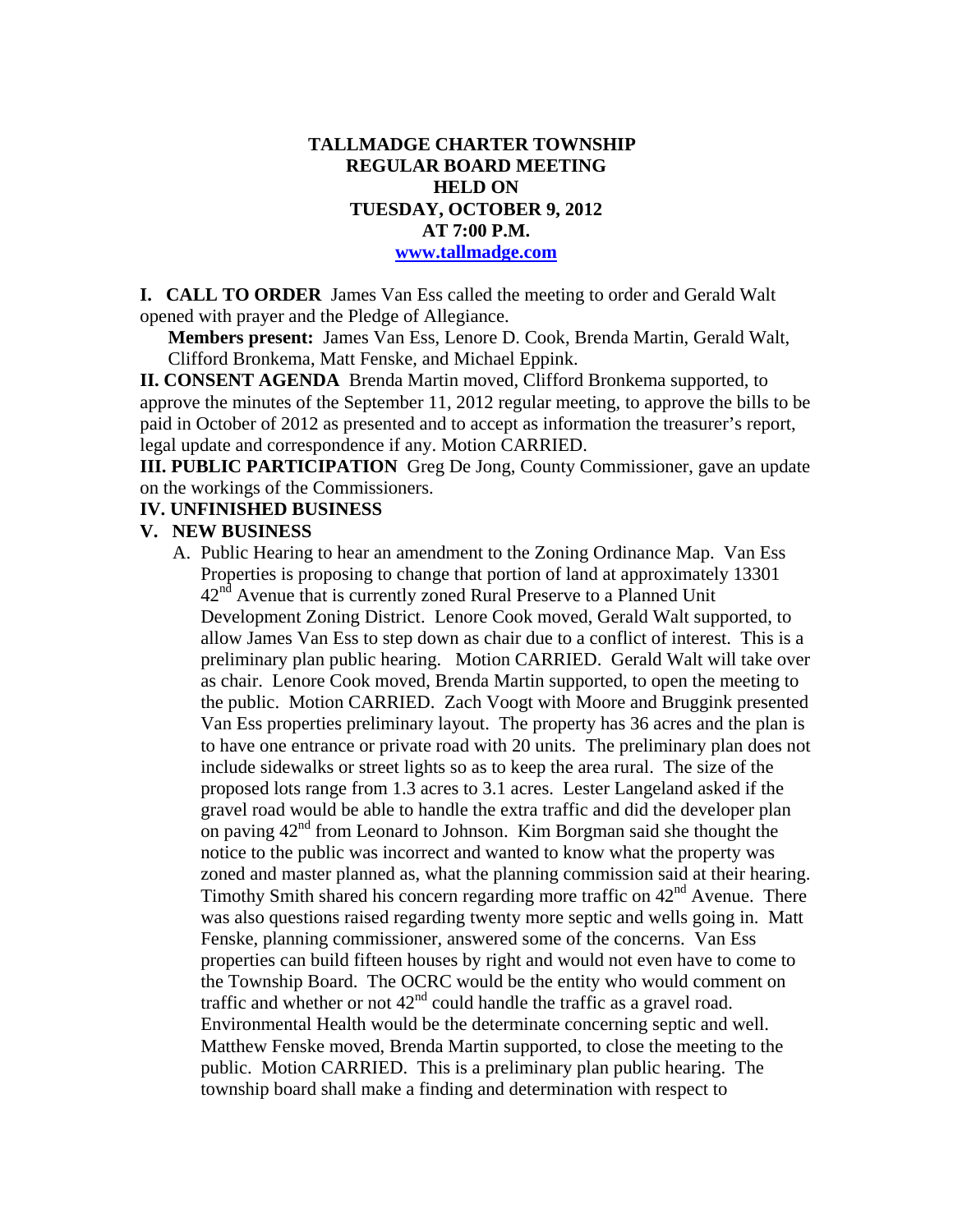# TALLMADGE CHARTER TOWNSHIP
## REGULAR BOARD MEETING
## HELD ON
## TUESDAY, OCTOBER 9, 2012
## AT 7:00 P.M.
## www.tallmadge.com

**I. CALL TO ORDER** James Van Ess called the meeting to order and Gerald Walt opened with prayer and the Pledge of Allegiance.

**Members present:** James Van Ess, Lenore D. Cook, Brenda Martin, Gerald Walt, Clifford Bronkema, Matt Fenske, and Michael Eppink.

**II. CONSENT AGENDA** Brenda Martin moved, Clifford Bronkema supported, to approve the minutes of the September 11, 2012 regular meeting, to approve the bills to be paid in October of 2012 as presented and to accept as information the treasurer's report, legal update and correspondence if any. Motion CARRIED.

**III. PUBLIC PARTICIPATION** Greg De Jong, County Commissioner, gave an update on the workings of the Commissioners.

**IV. UNFINISHED BUSINESS**

**V. NEW BUSINESS**

A. Public Hearing to hear an amendment to the Zoning Ordinance Map. Van Ess Properties is proposing to change that portion of land at approximately 13301 42nd Avenue that is currently zoned Rural Preserve to a Planned Unit Development Zoning District. Lenore Cook moved, Gerald Walt supported, to allow James Van Ess to step down as chair due to a conflict of interest. This is a preliminary plan public hearing. Motion CARRIED. Gerald Walt will take over as chair. Lenore Cook moved, Brenda Martin supported, to open the meeting to the public. Motion CARRIED. Zach Voogt with Moore and Bruggink presented Van Ess properties preliminary layout. The property has 36 acres and the plan is to have one entrance or private road with 20 units. The preliminary plan does not include sidewalks or street lights so as to keep the area rural. The size of the proposed lots range from 1.3 acres to 3.1 acres. Lester Langeland asked if the gravel road would be able to handle the extra traffic and did the developer plan on paving 42nd from Leonard to Johnson. Kim Borgman said she thought the notice to the public was incorrect and wanted to know what the property was zoned and master planned as, what the planning commission said at their hearing. Timothy Smith shared his concern regarding more traffic on 42nd Avenue. There was also questions raised regarding twenty more septic and wells going in. Matt Fenske, planning commissioner, answered some of the concerns. Van Ess properties can build fifteen houses by right and would not even have to come to the Township Board. The OCRC would be the entity who would comment on traffic and whether or not 42nd could handle the traffic as a gravel road. Environmental Health would be the determinate concerning septic and well. Matthew Fenske moved, Brenda Martin supported, to close the meeting to the public. Motion CARRIED. This is a preliminary plan public hearing. The township board shall make a finding and determination with respect to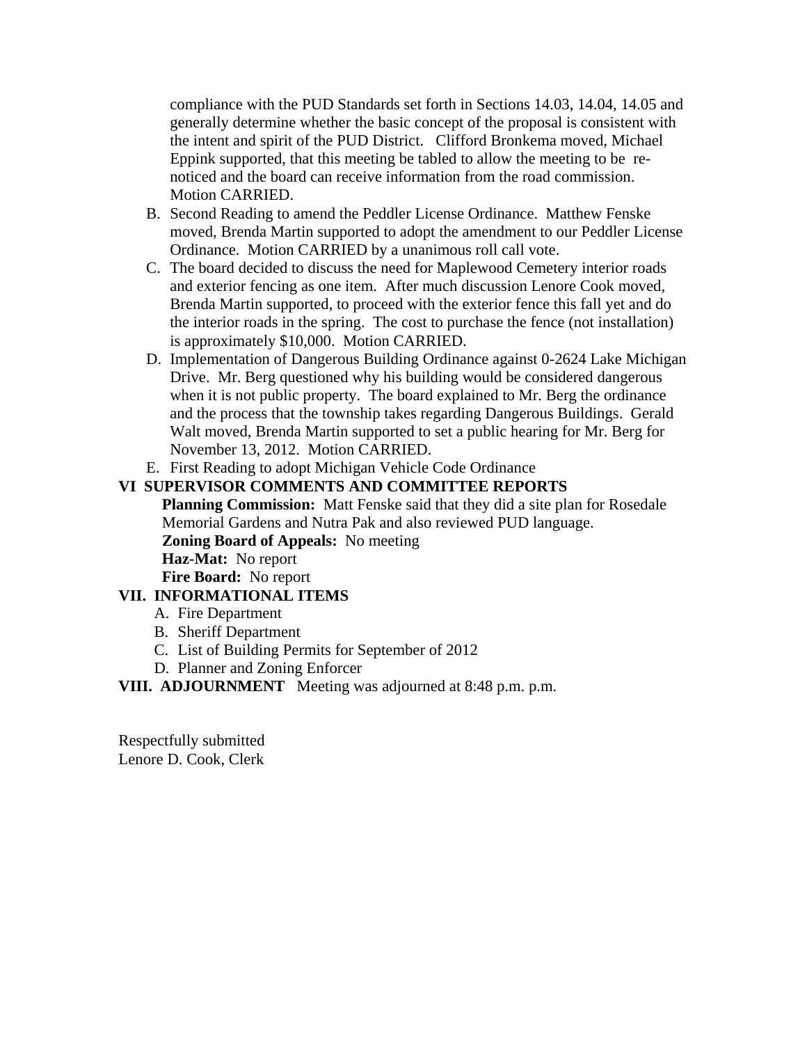compliance with the PUD Standards set forth in Sections 14.03, 14.04, 14.05 and generally determine whether the basic concept of the proposal is consistent with the intent and spirit of the PUD District. Clifford Bronkema moved, Michael Eppink supported, that this meeting be tabled to allow the meeting to be re-noticed and the board can receive information from the road commission. Motion CARRIED.

B. Second Reading to amend the Peddler License Ordinance. Matthew Fenske moved, Brenda Martin supported to adopt the amendment to our Peddler License Ordinance. Motion CARRIED by a unanimous roll call vote.
C. The board decided to discuss the need for Maplewood Cemetery interior roads and exterior fencing as one item. After much discussion Lenore Cook moved, Brenda Martin supported, to proceed with the exterior fence this fall yet and do the interior roads in the spring. The cost to purchase the fence (not installation) is approximately $10,000. Motion CARRIED.
D. Implementation of Dangerous Building Ordinance against 0-2624 Lake Michigan Drive. Mr. Berg questioned why his building would be considered dangerous when it is not public property. The board explained to Mr. Berg the ordinance and the process that the township takes regarding Dangerous Buildings. Gerald Walt moved, Brenda Martin supported to set a public hearing for Mr. Berg for November 13, 2012. Motion CARRIED.
E. First Reading to adopt Michigan Vehicle Code Ordinance

**VI SUPERVISOR COMMENTS AND COMMITTEE REPORTS**

**Planning Commission:** Matt Fenske said that they did a site plan for Rosedale Memorial Gardens and Nutra Pak and also reviewed PUD language.
**Zoning Board of Appeals:** No meeting
**Haz-Mat:** No report
**Fire Board:** No report

**VII. INFORMATIONAL ITEMS**

A. Fire Department
B. Sheriff Department
C. List of Building Permits for September of 2012
D. Planner and Zoning Enforcer

**VIII. ADJOURNMENT** Meeting was adjourned at 8:48 p.m. p.m.

Respectfully submitted
Lenore D. Cook, Clerk